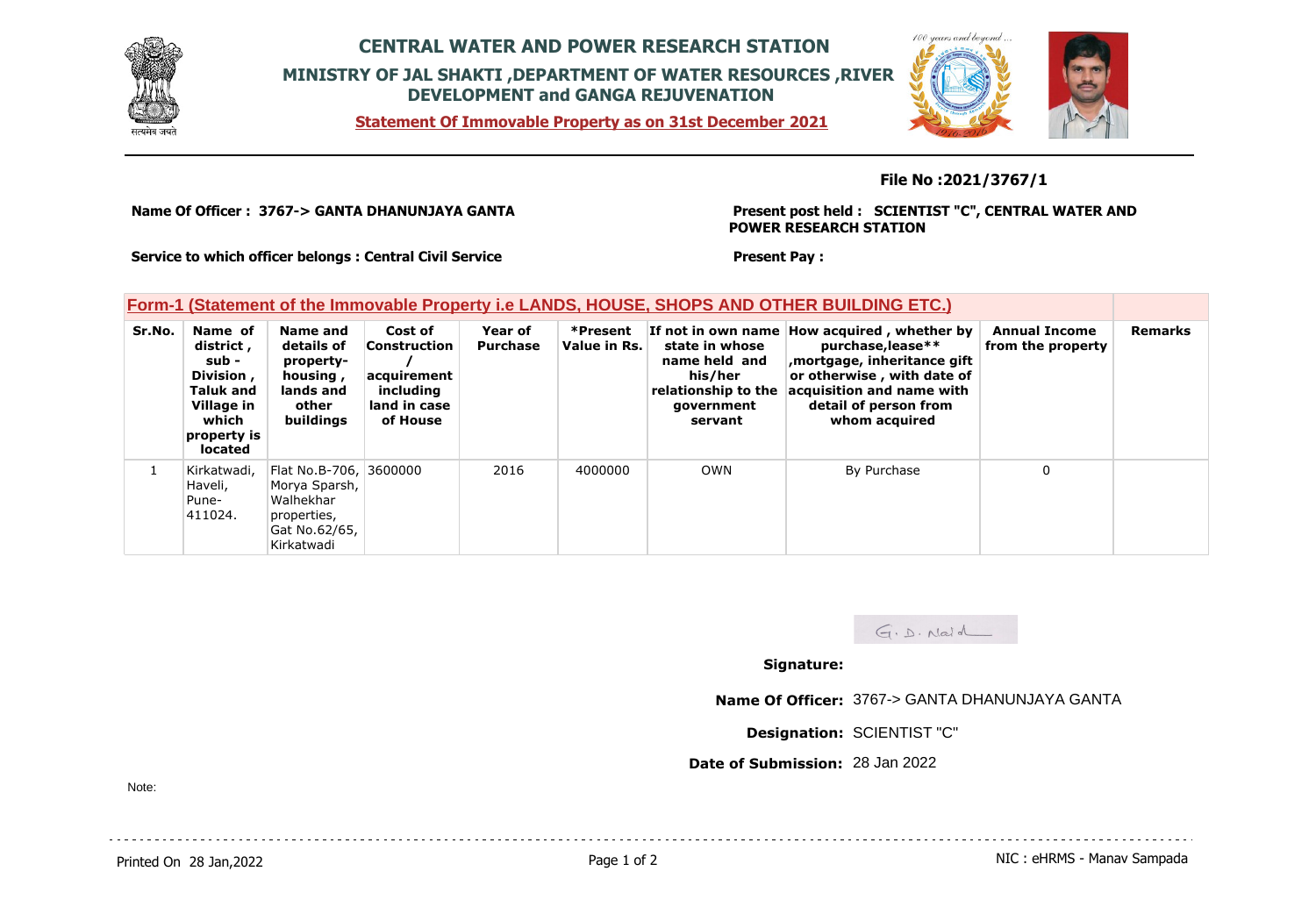# CENTRAL WATER AND POWER RESEARCH STATION

## MINISTRY OF JAL SHAKTI ,DEPARTMENT OF WATER RESOURCES ,RIVER DEVELOPMENT and GANGA REJUVENATION

**Statement Of Immovable Property as on 31st December 2021**

**File No :2021/3767/1**

**Name Of Officer : 3767-> GANTA DHANUNJAYA GANTA**

**Present post held : SCIENTIST "C", CENTRAL WATER AND POWER RESEARCH STATION**

**Service to which officer belongs : Central Civil Service**

**Present Pay :**

### Form-1 (Statement of the Immovable Property i.e LANDS, HOUSE, SHOPS AND OTHER BUILDING ETC.)

| Sr.No. | Name of district , sub - Division , Taluk and Village in which property is located | Name and details of property- housing , lands and other buildings | Cost of Construction / acquirement including land in case of House | Year of Purchase | *Present Value in Rs. | If not in own name state in whose name held and his/her relationship to the government servant | How acquired , whether by purchase,lease** ,mortgage, inheritance gift or otherwise , with date of acquisition and name with detail of person from whom acquired | Annual Income from the property | Remarks |
|---|---|---|---|---|---|---|---|---|---|
| 1 | Kirkatwadi, Haveli, Pune-411024. | Flat No.B-706, Morya Sparsh, Walhekhar properties, Gat No.62/65, Kirkatwadi | 3600000 | 2016 | 4000000 | OWN | By Purchase | 0 | |

G. D. Naidu

**Signature:**

**Name Of Officer:** 3767-> GANTA DHANUNJAYA GANTA

**Designation:** SCIENTIST "C"

**Date of Submission:** 28 Jan 2022

Note:

Printed On 28 Jan,2022

NIC : eHRMS - Manav Sampada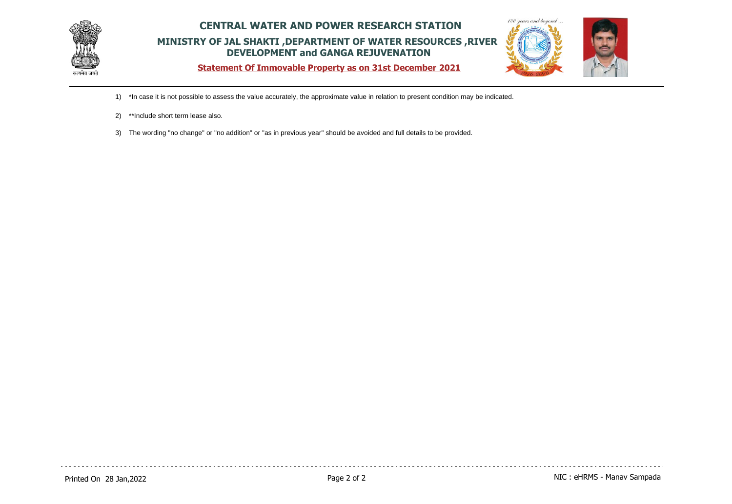# CENTRAL WATER AND POWER RESEARCH STATION

## MINISTRY OF JAL SHAKTI ,DEPARTMENT OF WATER RESOURCES ,RIVER DEVELOPMENT and GANGA REJUVENATION

**Statement Of Immovable Property as on 31st December 2021**

1) *In case it is not possible to assess the value accurately, the approximate value in relation to present condition may be indicated.

2) **Include short term lease also.

3) The wording "no change" or "no addition" or "as in previous year" should be avoided and full details to be provided.

Printed On 28 Jan,2022

NIC : eHRMS - Manav Sampada